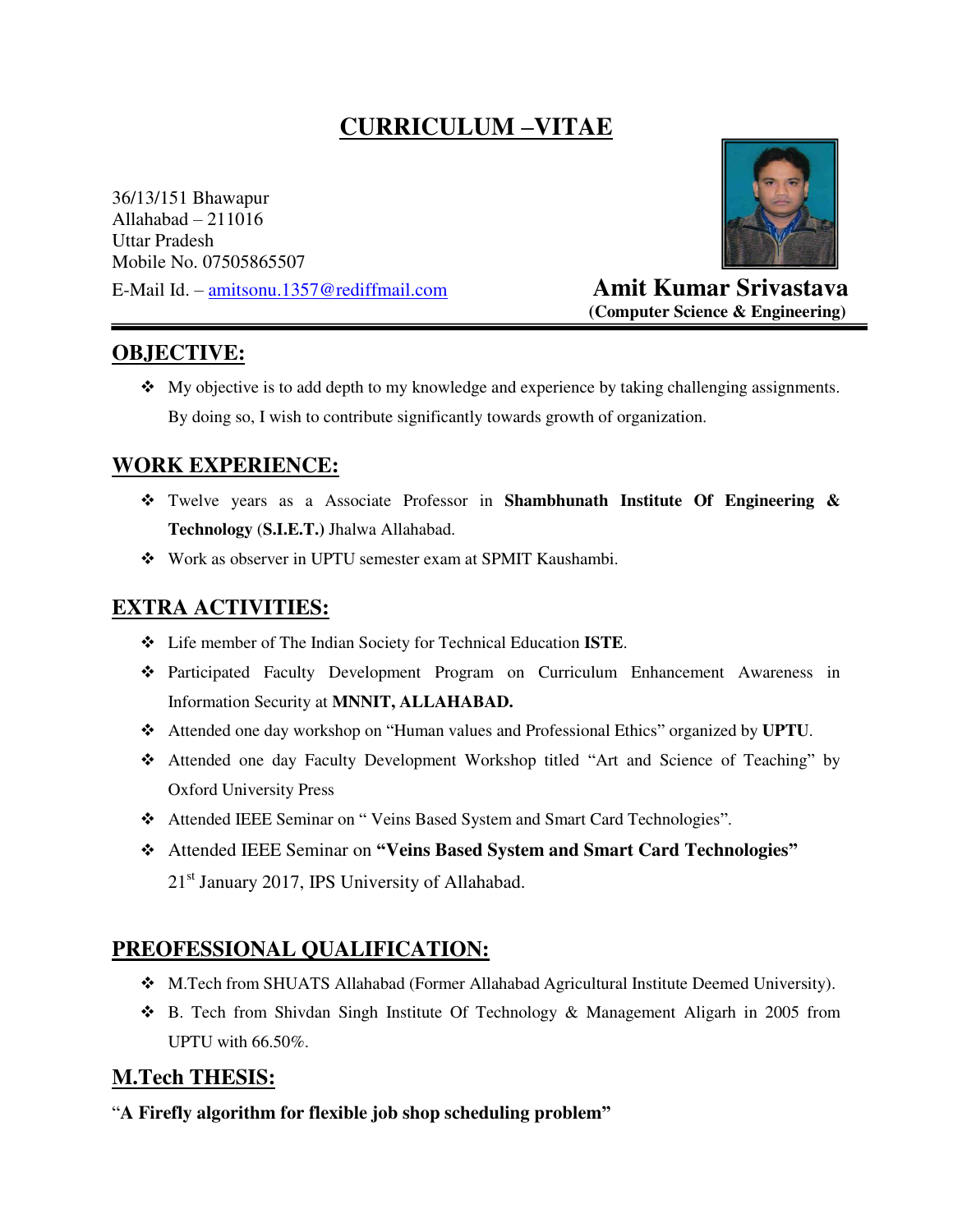# CURRICULUM –VITAE

36/13/151 Bhawapur
Allahabad – 211016
Uttar Pradesh
Mobile No. 07505865507
E-Mail Id. – amitsonu.1357@rediffmail.com

**Amit Kumar Srivastava**
**(Computer Science & Engineering)**

## OBJECTIVE:

- My objective is to add depth to my knowledge and experience by taking challenging assignments. By doing so, I wish to contribute significantly towards growth of organization.

## WORK EXPERIENCE:

- Twelve years as a Associate Professor in **Shambhunath Institute Of Engineering & Technology** (**S.I.E.T.**) Jhalwa Allahabad.
- Work as observer in UPTU semester exam at SPMIT Kaushambi.

## EXTRA ACTIVITIES:

- Life member of The Indian Society for Technical Education **ISTE**.
- Participated Faculty Development Program on Curriculum Enhancement Awareness in Information Security at **MNNIT, ALLAHABAD.**
- Attended one day workshop on "Human values and Professional Ethics" organized by **UPTU**.
- Attended one day Faculty Development Workshop titled "Art and Science of Teaching" by Oxford University Press
- Attended IEEE Seminar on " Veins Based System and Smart Card Technologies".
- Attended IEEE Seminar on **"Veins Based System and Smart Card Technologies"** 21st January 2017, IPS University of Allahabad.

## PREOFESSIONAL QUALIFICATION:

- M.Tech from SHUATS Allahabad (Former Allahabad Agricultural Institute Deemed University).
- B. Tech from Shivdan Singh Institute Of Technology & Management Aligarh in 2005 from UPTU with 66.50%.

## M.Tech THESIS:

"**A Firefly algorithm for flexible job shop scheduling problem"**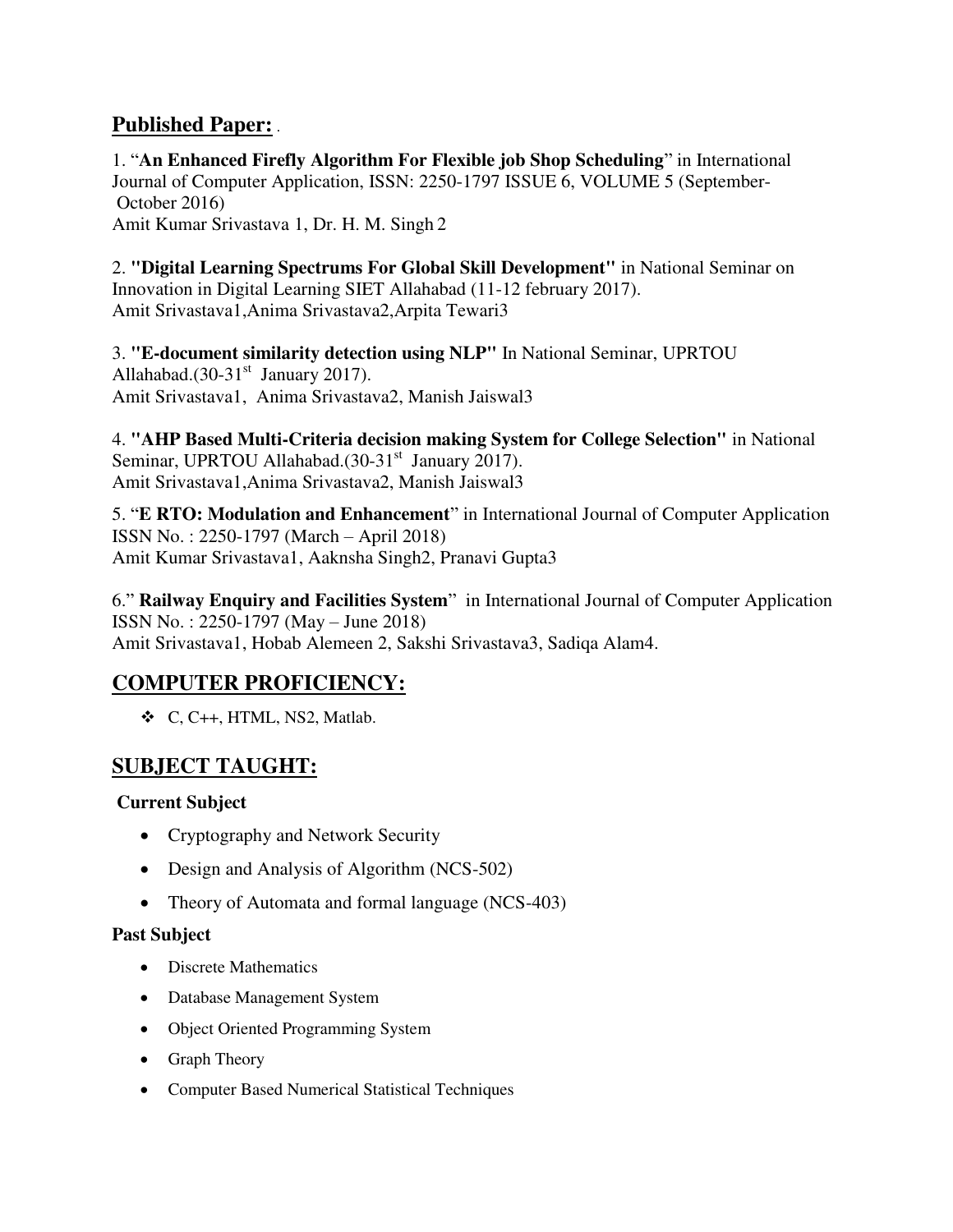## Published Paper: .

1. "**An Enhanced Firefly Algorithm For Flexible job Shop Scheduling**" in International Journal of Computer Application, ISSN: 2250-1797 ISSUE 6, VOLUME 5 (September-October 2016)
Amit Kumar Srivastava 1, Dr. H. M. Singh 2

2. **"Digital Learning Spectrums For Global Skill Development"** in National Seminar on Innovation in Digital Learning SIET Allahabad (11-12 february 2017).
Amit Srivastava1,Anima Srivastava2,Arpita Tewari3

3. **"E-document similarity detection using NLP"** In National Seminar, UPRTOU Allahabad.(30-31st January 2017).
Amit Srivastava1, Anima Srivastava2, Manish Jaiswal3

4. **"AHP Based Multi-Criteria decision making System for College Selection"** in National Seminar, UPRTOU Allahabad.(30-31st January 2017).
Amit Srivastava1,Anima Srivastava2, Manish Jaiswal3

5. "**E RTO: Modulation and Enhancement**" in International Journal of Computer Application ISSN No. : 2250-1797 (March – April 2018)
Amit Kumar Srivastava1, Aaknsha Singh2, Pranavi Gupta3

6." **Railway Enquiry and Facilities System**" in International Journal of Computer Application ISSN No. : 2250-1797 (May – June 2018)
Amit Srivastava1, Hobab Alemeen 2, Sakshi Srivastava3, Sadiqa Alam4.

## COMPUTER PROFICIENCY:

- C, C++, HTML, NS2, Matlab.

## SUBJECT TAUGHT:

**Current Subject**

- Cryptography and Network Security
- Design and Analysis of Algorithm (NCS-502)
- Theory of Automata and formal language (NCS-403)

**Past Subject**

- Discrete Mathematics
- Database Management System
- Object Oriented Programming System
- Graph Theory
- Computer Based Numerical Statistical Techniques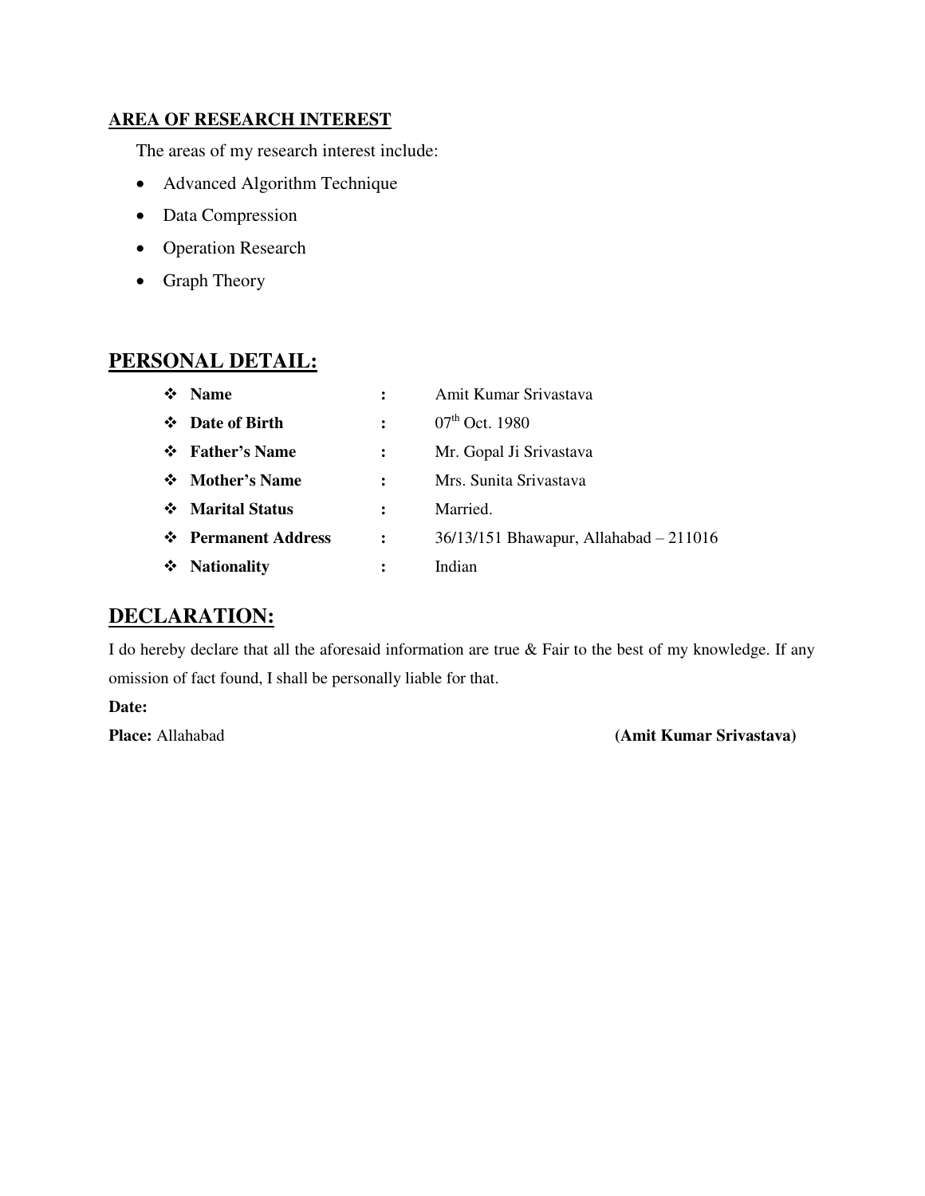## AREA OF RESEARCH INTEREST

The areas of my research interest include:

- Advanced Algorithm Technique
- Data Compression
- Operation Research
- Graph Theory

## PERSONAL DETAIL:

- **Name** : Amit Kumar Srivastava
- **Date of Birth** : 07th Oct. 1980
- **Father's Name** : Mr. Gopal Ji Srivastava
- **Mother's Name** : Mrs. Sunita Srivastava
- **Marital Status** : Married.
- **Permanent Address** : 36/13/151 Bhawapur, Allahabad – 211016
- **Nationality** : Indian

## DECLARATION:

I do hereby declare that all the aforesaid information are true & Fair to the best of my knowledge. If any omission of fact found, I shall be personally liable for that.

**Date:**

**Place:** Allahabad

**(Amit Kumar Srivastava)**